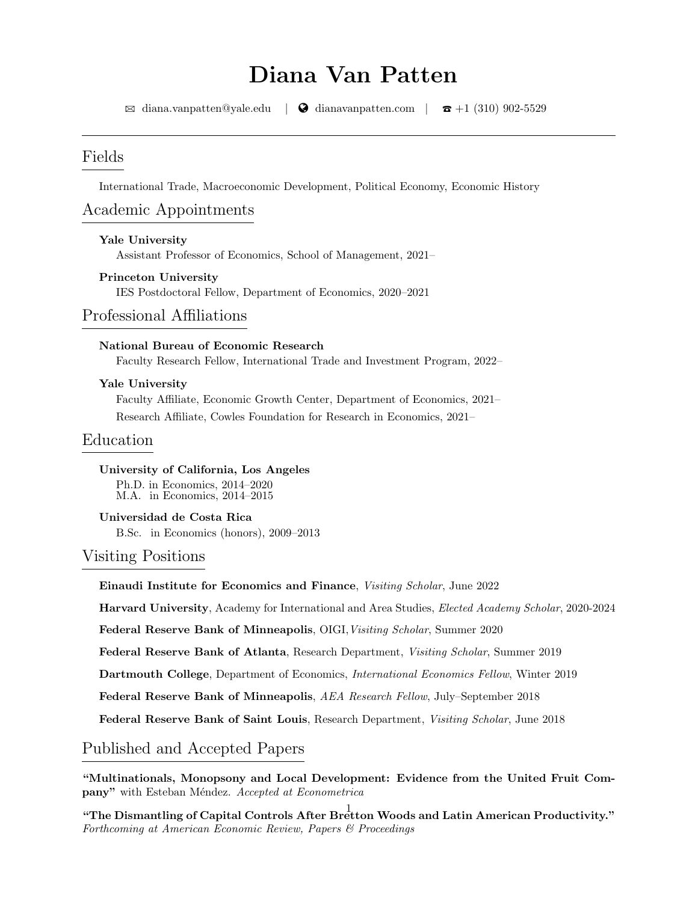# Diana Van Patten

✉ diana.vanpatten@yale.edu | 🌐 dianavanpatten.com | ☎ +1 (310) 902-5529

---

## Fields

International Trade, Macroeconomic Development, Political Economy, Economic History

## Academic Appointments

**Yale University**
Assistant Professor of Economics, School of Management, 2021–

**Princeton University**
IES Postdoctoral Fellow, Department of Economics, 2020–2021

## Professional Affiliations

**National Bureau of Economic Research**
Faculty Research Fellow, International Trade and Investment Program, 2022–

**Yale University**
Faculty Affiliate, Economic Growth Center, Department of Economics, 2021–
Research Affiliate, Cowles Foundation for Research in Economics, 2021–

## Education

**University of California, Los Angeles**
Ph.D. in Economics, 2014–2020
M.A. in Economics, 2014–2015

**Universidad de Costa Rica**
B.Sc. in Economics (honors), 2009–2013

## Visiting Positions

**Einaudi Institute for Economics and Finance**, *Visiting Scholar*, June 2022

**Harvard University**, Academy for International and Area Studies, *Elected Academy Scholar*, 2020-2024

**Federal Reserve Bank of Minneapolis**, OIGI, *Visiting Scholar*, Summer 2020

**Federal Reserve Bank of Atlanta**, Research Department, *Visiting Scholar*, Summer 2019

**Dartmouth College**, Department of Economics, *International Economics Fellow*, Winter 2019

**Federal Reserve Bank of Minneapolis**, *AEA Research Fellow*, July–September 2018

**Federal Reserve Bank of Saint Louis**, Research Department, *Visiting Scholar*, June 2018

## Published and Accepted Papers

**"Multinationals, Monopsony and Local Development: Evidence from the United Fruit Company"** with Esteban Méndez. *Accepted at Econometrica*

**"The Dismantling of Capital Controls After Bretton Woods and Latin American Productivity."** *Forthcoming at American Economic Review, Papers & Proceedings*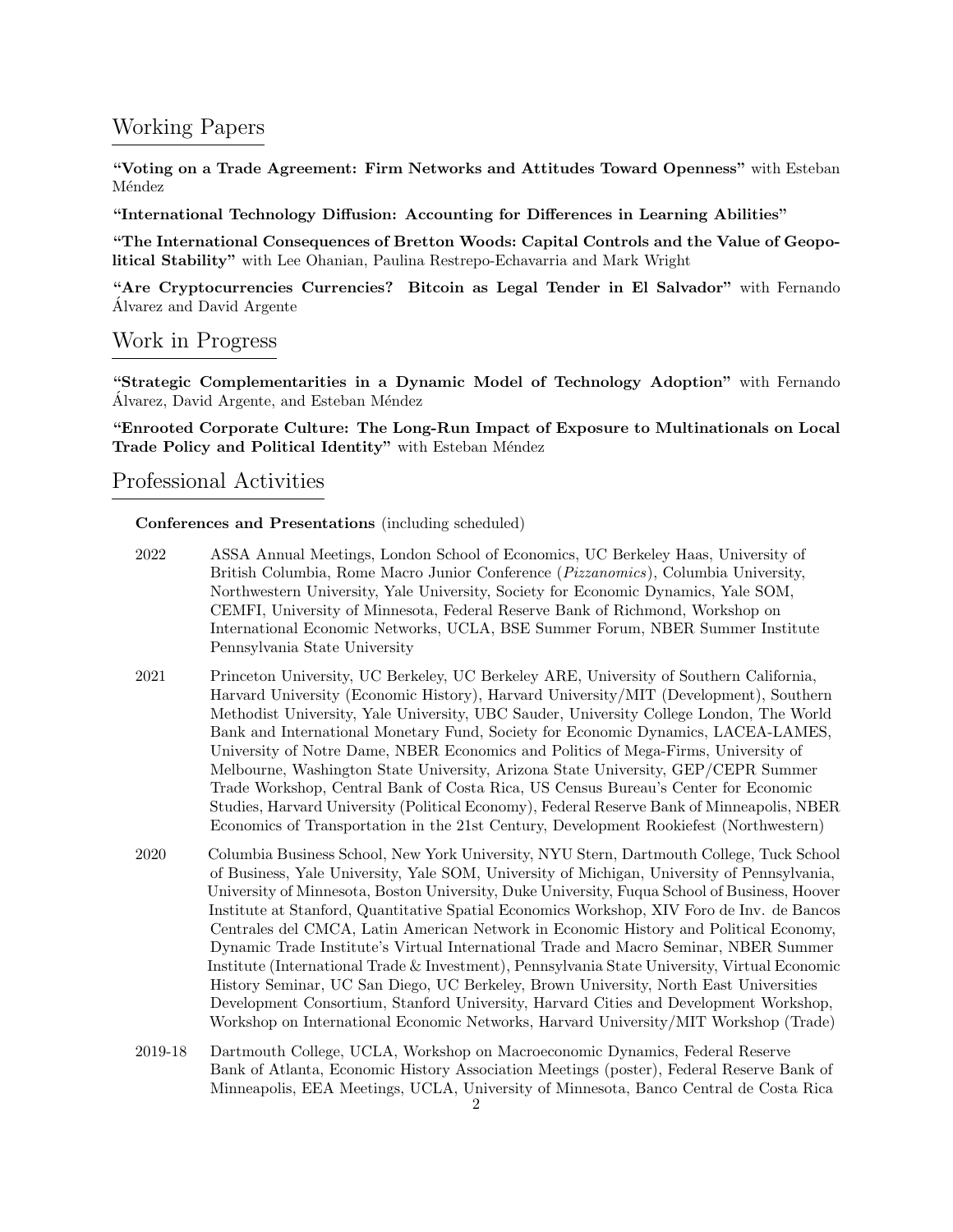## Working Papers

**"Voting on a Trade Agreement: Firm Networks and Attitudes Toward Openness"** with Esteban Méndez

**"International Technology Diffusion: Accounting for Differences in Learning Abilities"**

**"The International Consequences of Bretton Woods: Capital Controls and the Value of Geopolitical Stability"** with Lee Ohanian, Paulina Restrepo-Echavarria and Mark Wright

**"Are Cryptocurrencies Currencies? Bitcoin as Legal Tender in El Salvador"** with Fernando Álvarez and David Argente

## Work in Progress

**"Strategic Complementarities in a Dynamic Model of Technology Adoption"** with Fernando Álvarez, David Argente, and Esteban Méndez

**"Enrooted Corporate Culture: The Long-Run Impact of Exposure to Multinationals on Local Trade Policy and Political Identity"** with Esteban Méndez

## Professional Activities

**Conferences and Presentations** (including scheduled)

2022 ASSA Annual Meetings, London School of Economics, UC Berkeley Haas, University of British Columbia, Rome Macro Junior Conference (*Pizzanomics*), Columbia University, Northwestern University, Yale University, Society for Economic Dynamics, Yale SOM, CEMFI, University of Minnesota, Federal Reserve Bank of Richmond, Workshop on International Economic Networks, UCLA, BSE Summer Forum, NBER Summer Institute Pennsylvania State University

2021 Princeton University, UC Berkeley, UC Berkeley ARE, University of Southern California, Harvard University (Economic History), Harvard University/MIT (Development), Southern Methodist University, Yale University, UBC Sauder, University College London, The World Bank and International Monetary Fund, Society for Economic Dynamics, LACEA-LAMES, University of Notre Dame, NBER Economics and Politics of Mega-Firms, University of Melbourne, Washington State University, Arizona State University, GEP/CEPR Summer Trade Workshop, Central Bank of Costa Rica, US Census Bureau's Center for Economic Studies, Harvard University (Political Economy), Federal Reserve Bank of Minneapolis, NBER Economics of Transportation in the 21st Century, Development Rookiefest (Northwestern)

2020 Columbia Business School, New York University, NYU Stern, Dartmouth College, Tuck School of Business, Yale University, Yale SOM, University of Michigan, University of Pennsylvania, University of Minnesota, Boston University, Duke University, Fuqua School of Business, Hoover Institute at Stanford, Quantitative Spatial Economics Workshop, XIV Foro de Inv. de Bancos Centrales del CMCA, Latin American Network in Economic History and Political Economy, Dynamic Trade Institute's Virtual International Trade and Macro Seminar, NBER Summer Institute (International Trade & Investment), Pennsylvania State University, Virtual Economic History Seminar, UC San Diego, UC Berkeley, Brown University, North East Universities Development Consortium, Stanford University, Harvard Cities and Development Workshop, Workshop on International Economic Networks, Harvard University/MIT Workshop (Trade)

2019-18 Dartmouth College, UCLA, Workshop on Macroeconomic Dynamics, Federal Reserve Bank of Atlanta, Economic History Association Meetings (poster), Federal Reserve Bank of Minneapolis, EEA Meetings, UCLA, University of Minnesota, Banco Central de Costa Rica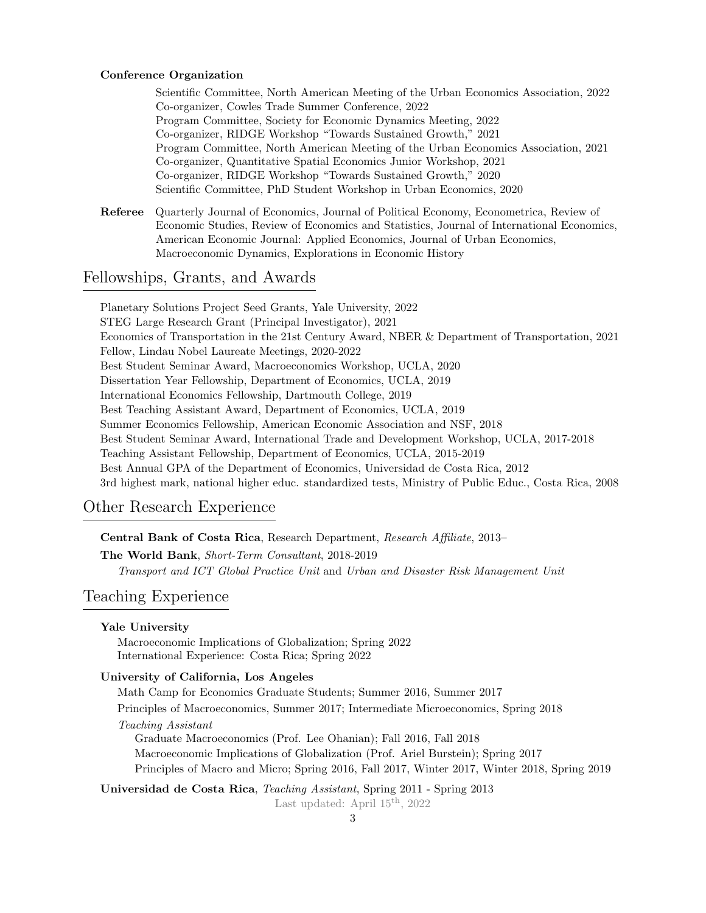**Conference Organization**

Scientific Committee, North American Meeting of the Urban Economics Association, 2022
Co-organizer, Cowles Trade Summer Conference, 2022
Program Committee, Society for Economic Dynamics Meeting, 2022
Co-organizer, RIDGE Workshop "Towards Sustained Growth," 2021
Program Committee, North American Meeting of the Urban Economics Association, 2021
Co-organizer, Quantitative Spatial Economics Junior Workshop, 2021
Co-organizer, RIDGE Workshop "Towards Sustained Growth," 2020
Scientific Committee, PhD Student Workshop in Urban Economics, 2020

**Referee** Quarterly Journal of Economics, Journal of Political Economy, Econometrica, Review of Economic Studies, Review of Economics and Statistics, Journal of International Economics, American Economic Journal: Applied Economics, Journal of Urban Economics, Macroeconomic Dynamics, Explorations in Economic History

## Fellowships, Grants, and Awards

Planetary Solutions Project Seed Grants, Yale University, 2022
STEG Large Research Grant (Principal Investigator), 2021
Economics of Transportation in the 21st Century Award, NBER & Department of Transportation, 2021
Fellow, Lindau Nobel Laureate Meetings, 2020-2022
Best Student Seminar Award, Macroeconomics Workshop, UCLA, 2020
Dissertation Year Fellowship, Department of Economics, UCLA, 2019
International Economics Fellowship, Dartmouth College, 2019
Best Teaching Assistant Award, Department of Economics, UCLA, 2019
Summer Economics Fellowship, American Economic Association and NSF, 2018
Best Student Seminar Award, International Trade and Development Workshop, UCLA, 2017-2018
Teaching Assistant Fellowship, Department of Economics, UCLA, 2015-2019
Best Annual GPA of the Department of Economics, Universidad de Costa Rica, 2012
3rd highest mark, national higher educ. standardized tests, Ministry of Public Educ., Costa Rica, 2008

## Other Research Experience

**Central Bank of Costa Rica**, Research Department, *Research Affiliate*, 2013–

**The World Bank**, *Short-Term Consultant*, 2018-2019
*Transport and ICT Global Practice Unit* and *Urban and Disaster Risk Management Unit*

## Teaching Experience

**Yale University**

Macroeconomic Implications of Globalization; Spring 2022
International Experience: Costa Rica; Spring 2022

**University of California, Los Angeles**

Math Camp for Economics Graduate Students; Summer 2016, Summer 2017
Principles of Macroeconomics, Summer 2017; Intermediate Microeconomics, Spring 2018

*Teaching Assistant*

Graduate Macroeconomics (Prof. Lee Ohanian); Fall 2016, Fall 2018
Macroeconomic Implications of Globalization (Prof. Ariel Burstein); Spring 2017
Principles of Macro and Micro; Spring 2016, Fall 2017, Winter 2017, Winter 2018, Spring 2019

**Universidad de Costa Rica**, *Teaching Assistant*, Spring 2011 - Spring 2013

Last updated: April 15th, 2022